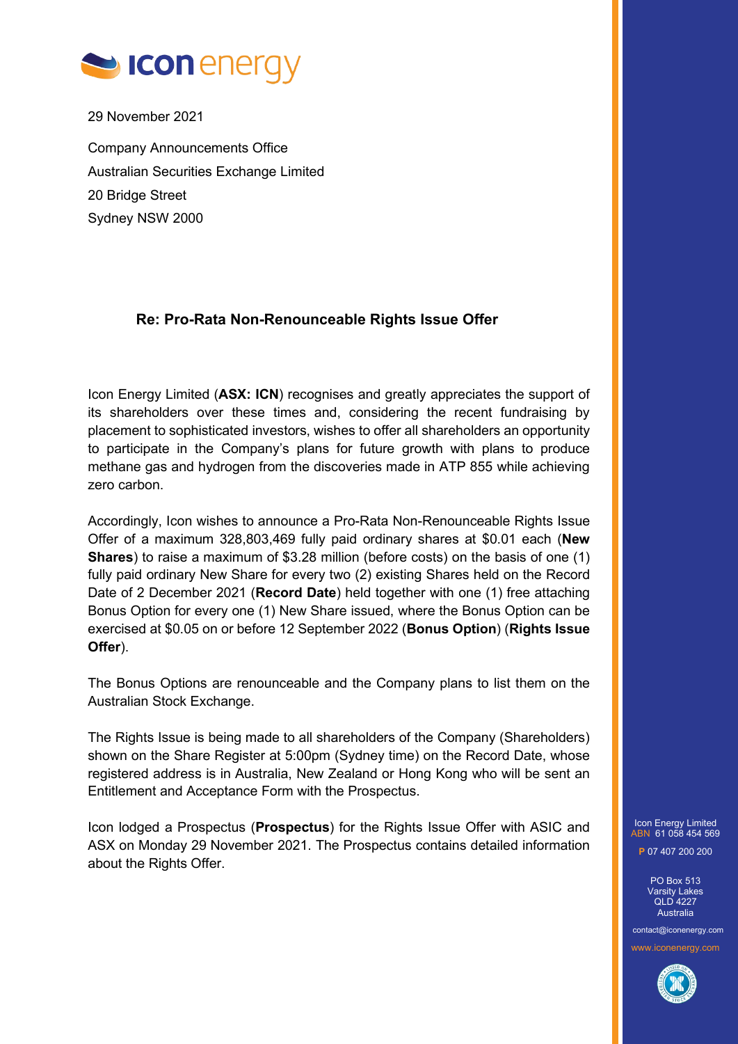29 November 2021

Company Announcements Office
Australian Securities Exchange Limited
20 Bridge Street
Sydney NSW 2000

**Re: Pro-Rata Non-Renounceable Rights Issue Offer**

Icon Energy Limited (**ASX: ICN**) recognises and greatly appreciates the support of its shareholders over these times and, considering the recent fundraising by placement to sophisticated investors, wishes to offer all shareholders an opportunity to participate in the Company's plans for future growth with plans to produce methane gas and hydrogen from the discoveries made in ATP 855 while achieving zero carbon.

Accordingly, Icon wishes to announce a Pro-Rata Non-Renounceable Rights Issue Offer of a maximum 328,803,469 fully paid ordinary shares at $0.01 each (**New Shares**) to raise a maximum of $3.28 million (before costs) on the basis of one (1) fully paid ordinary New Share for every two (2) existing Shares held on the Record Date of 2 December 2021 (**Record Date**) held together with one (1) free attaching Bonus Option for every one (1) New Share issued, where the Bonus Option can be exercised at $0.05 on or before 12 September 2022 (**Bonus Option**) (**Rights Issue Offer**).

The Bonus Options are renounceable and the Company plans to list them on the Australian Stock Exchange.

The Rights Issue is being made to all shareholders of the Company (Shareholders) shown on the Share Register at 5:00pm (Sydney time) on the Record Date, whose registered address is in Australia, New Zealand or Hong Kong who will be sent an Entitlement and Acceptance Form with the Prospectus.

Icon lodged a Prospectus (**Prospectus**) for the Rights Issue Offer with ASIC and ASX on Monday 29 November 2021. The Prospectus contains detailed information about the Rights Offer.

Icon Energy Limited
ABN 61 058 454 569
P 07 407 200 200
PO Box 513
Varsity Lakes
QLD 4227
Australia
contact@iconenergy.com
www.iconenergy.com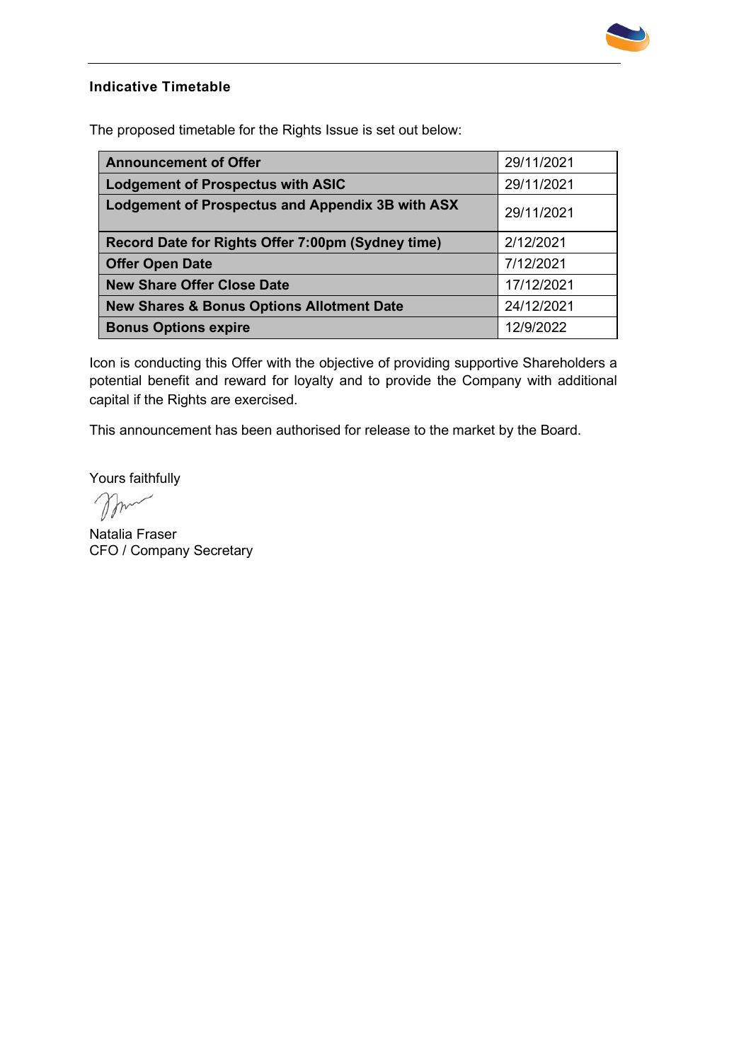**Indicative Timetable**

The proposed timetable for the Rights Issue is set out below:

| | |
|---|---|
| **Announcement of Offer** | 29/11/2021 |
| **Lodgement of Prospectus with ASIC** | 29/11/2021 |
| **Lodgement of Prospectus and Appendix 3B with ASX** | 29/11/2021 |
| **Record Date for Rights Offer 7:00pm (Sydney time)** | 2/12/2021 |
| **Offer Open Date** | 7/12/2021 |
| **New Share Offer Close Date** | 17/12/2021 |
| **New Shares & Bonus Options Allotment Date** | 24/12/2021 |
| **Bonus Options expire** | 12/9/2022 |

Icon is conducting this Offer with the objective of providing supportive Shareholders a potential benefit and reward for loyalty and to provide the Company with additional capital if the Rights are exercised.

This announcement has been authorised for release to the market by the Board.

Yours faithfully

Natalia Fraser
CFO / Company Secretary